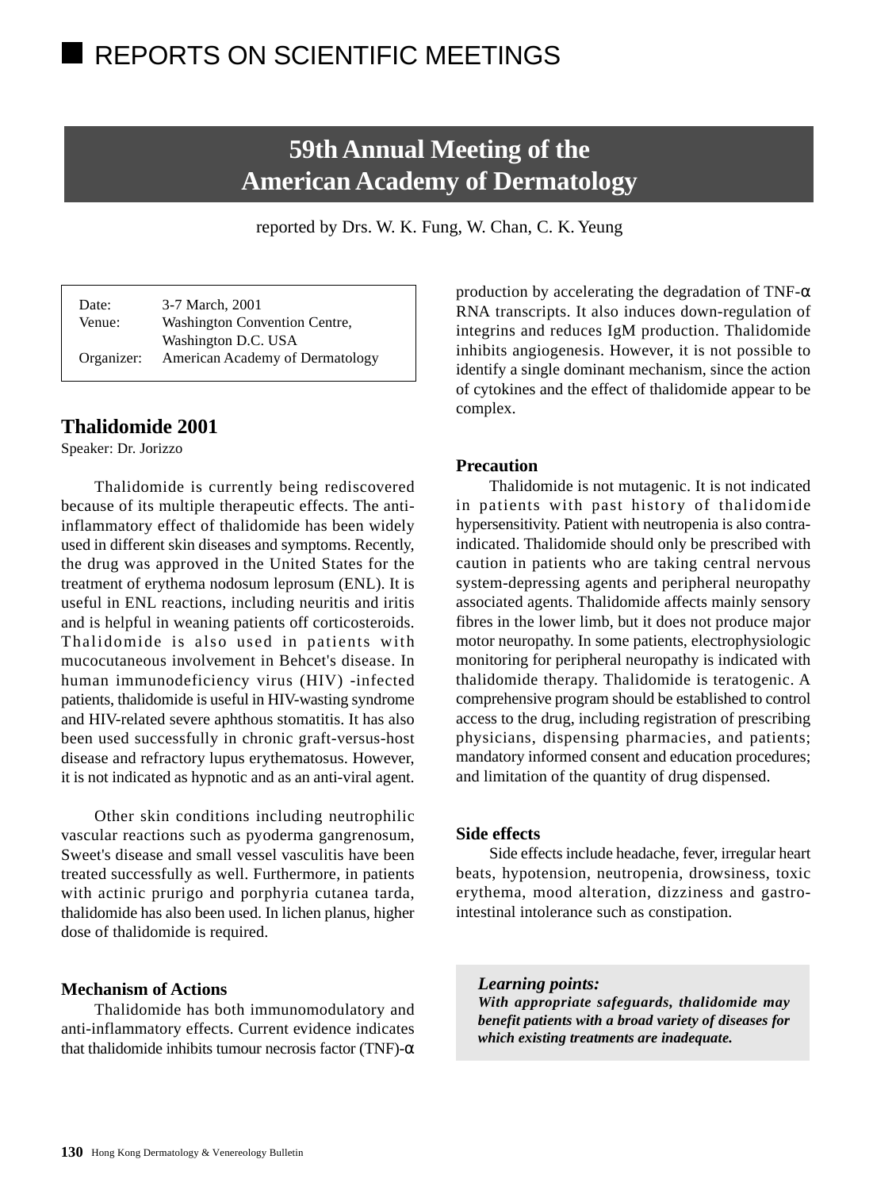## REPORTS ON SCIENTIFIC MEETINGS

# 59th Annual Meeting of the American Academy of Dermatology

reported by Drs. W. K. Fung, W. Chan, C. K. Yeung

| | |
|---|---|
| Date: | 3-7 March, 2001 |
| Venue: | Washington Convention Centre, Washington D.C. USA |
| Organizer: | American Academy of Dermatology |

## Thalidomide 2001

Speaker: Dr. Jorizzo

Thalidomide is currently being rediscovered because of its multiple therapeutic effects. The anti-inflammatory effect of thalidomide has been widely used in different skin diseases and symptoms. Recently, the drug was approved in the United States for the treatment of erythema nodosum leprosum (ENL). It is useful in ENL reactions, including neuritis and iritis and is helpful in weaning patients off corticosteroids. Thalidomide is also used in patients with mucocutaneous involvement in Behcet's disease. In human immunodeficiency virus (HIV) -infected patients, thalidomide is useful in HIV-wasting syndrome and HIV-related severe aphthous stomatitis. It has also been used successfully in chronic graft-versus-host disease and refractory lupus erythematosus. However, it is not indicated as hypnotic and as an anti-viral agent.

Other skin conditions including neutrophilic vascular reactions such as pyoderma gangrenosum, Sweet's disease and small vessel vasculitis have been treated successfully as well. Furthermore, in patients with actinic prurigo and porphyria cutanea tarda, thalidomide has also been used. In lichen planus, higher dose of thalidomide is required.

### Mechanism of Actions

Thalidomide has both immunomodulatory and anti-inflammatory effects. Current evidence indicates that thalidomide inhibits tumour necrosis factor (TNF)-α production by accelerating the degradation of TNF-α RNA transcripts. It also induces down-regulation of integrins and reduces IgM production. Thalidomide inhibits angiogenesis. However, it is not possible to identify a single dominant mechanism, since the action of cytokines and the effect of thalidomide appear to be complex.

### Precaution

Thalidomide is not mutagenic. It is not indicated in patients with past history of thalidomide hypersensitivity. Patient with neutropenia is also contra-indicated. Thalidomide should only be prescribed with caution in patients who are taking central nervous system-depressing agents and peripheral neuropathy associated agents. Thalidomide affects mainly sensory fibres in the lower limb, but it does not produce major motor neuropathy. In some patients, electrophysiologic monitoring for peripheral neuropathy is indicated with thalidomide therapy. Thalidomide is teratogenic. A comprehensive program should be established to control access to the drug, including registration of prescribing physicians, dispensing pharmacies, and patients; mandatory informed consent and education procedures; and limitation of the quantity of drug dispensed.

### Side effects

Side effects include headache, fever, irregular heart beats, hypotension, neutropenia, drowsiness, toxic erythema, mood alteration, dizziness and gastro-intestinal intolerance such as constipation.

***Learning points:***
***With appropriate safeguards, thalidomide may benefit patients with a broad variety of diseases for which existing treatments are inadequate.***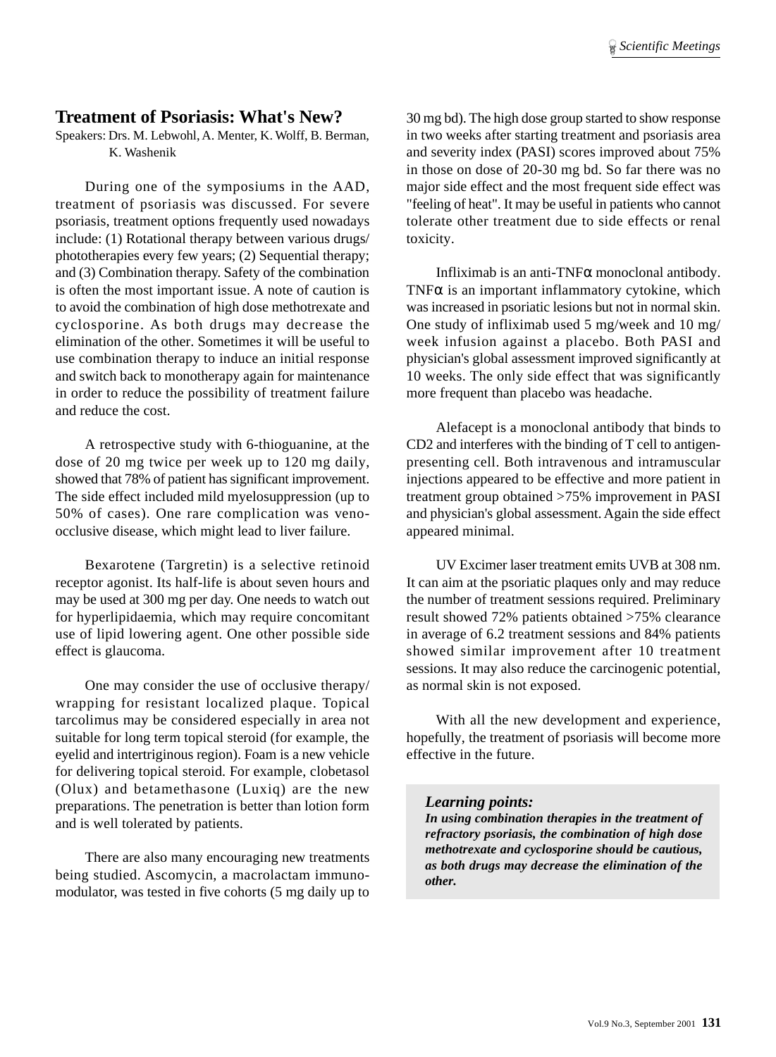## Treatment of Psoriasis: What's New?

Speakers: Drs. M. Lebwohl, A. Menter, K. Wolff, B. Berman, K. Washenik

During one of the symposiums in the AAD, treatment of psoriasis was discussed. For severe psoriasis, treatment options frequently used nowadays include: (1) Rotational therapy between various drugs/ phototherapies every few years; (2) Sequential therapy; and (3) Combination therapy. Safety of the combination is often the most important issue. A note of caution is to avoid the combination of high dose methotrexate and cyclosporine. As both drugs may decrease the elimination of the other. Sometimes it will be useful to use combination therapy to induce an initial response and switch back to monotherapy again for maintenance in order to reduce the possibility of treatment failure and reduce the cost.

A retrospective study with 6-thioguanine, at the dose of 20 mg twice per week up to 120 mg daily, showed that 78% of patient has significant improvement. The side effect included mild myelosuppression (up to 50% of cases). One rare complication was veno-occlusive disease, which might lead to liver failure.

Bexarotene (Targretin) is a selective retinoid receptor agonist. Its half-life is about seven hours and may be used at 300 mg per day. One needs to watch out for hyperlipidaemia, which may require concomitant use of lipid lowering agent. One other possible side effect is glaucoma.

One may consider the use of occlusive therapy/ wrapping for resistant localized plaque. Topical tarcolimus may be considered especially in area not suitable for long term topical steroid (for example, the eyelid and intertriginous region). Foam is a new vehicle for delivering topical steroid. For example, clobetasol (Olux) and betamethasone (Luxiq) are the new preparations. The penetration is better than lotion form and is well tolerated by patients.

There are also many encouraging new treatments being studied. Ascomycin, a macrolactam immuno-modulator, was tested in five cohorts (5 mg daily up to 30 mg bd). The high dose group started to show response in two weeks after starting treatment and psoriasis area and severity index (PASI) scores improved about 75% in those on dose of 20-30 mg bd. So far there was no major side effect and the most frequent side effect was "feeling of heat". It may be useful in patients who cannot tolerate other treatment due to side effects or renal toxicity.

Infliximab is an anti-TNFα monoclonal antibody. TNFα is an important inflammatory cytokine, which was increased in psoriatic lesions but not in normal skin. One study of infliximab used 5 mg/week and 10 mg/ week infusion against a placebo. Both PASI and physician's global assessment improved significantly at 10 weeks. The only side effect that was significantly more frequent than placebo was headache.

Alefacept is a monoclonal antibody that binds to CD2 and interferes with the binding of T cell to antigen-presenting cell. Both intravenous and intramuscular injections appeared to be effective and more patient in treatment group obtained >75% improvement in PASI and physician's global assessment. Again the side effect appeared minimal.

UV Excimer laser treatment emits UVB at 308 nm. It can aim at the psoriatic plaques only and may reduce the number of treatment sessions required. Preliminary result showed 72% patients obtained >75% clearance in average of 6.2 treatment sessions and 84% patients showed similar improvement after 10 treatment sessions. It may also reduce the carcinogenic potential, as normal skin is not exposed.

With all the new development and experience, hopefully, the treatment of psoriasis will become more effective in the future.

***Learning points:***
***In using combination therapies in the treatment of refractory psoriasis, the combination of high dose methotrexate and cyclosporine should be cautious, as both drugs may decrease the elimination of the other.***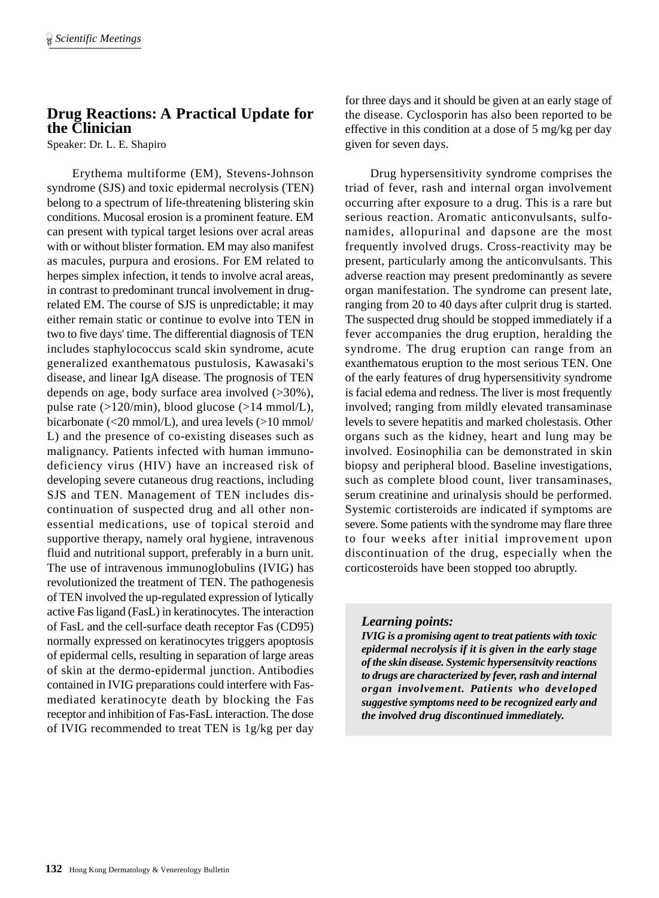## Drug Reactions: A Practical Update for the Clinician

Speaker: Dr. L. E. Shapiro

Erythema multiforme (EM), Stevens-Johnson syndrome (SJS) and toxic epidermal necrolysis (TEN) belong to a spectrum of life-threatening blistering skin conditions. Mucosal erosion is a prominent feature. EM can present with typical target lesions over acral areas with or without blister formation. EM may also manifest as macules, purpura and erosions. For EM related to herpes simplex infection, it tends to involve acral areas, in contrast to predominant truncal involvement in drug-related EM. The course of SJS is unpredictable; it may either remain static or continue to evolve into TEN in two to five days' time. The differential diagnosis of TEN includes staphylococcus scald skin syndrome, acute generalized exanthematous pustulosis, Kawasaki's disease, and linear IgA disease. The prognosis of TEN depends on age, body surface area involved (>30%), pulse rate (>120/min), blood glucose (>14 mmol/L), bicarbonate (<20 mmol/L), and urea levels (>10 mmol/L) and the presence of co-existing diseases such as malignancy. Patients infected with human immunodeficiency virus (HIV) have an increased risk of developing severe cutaneous drug reactions, including SJS and TEN. Management of TEN includes discontinuation of suspected drug and all other non-essential medications, use of topical steroid and supportive therapy, namely oral hygiene, intravenous fluid and nutritional support, preferably in a burn unit. The use of intravenous immunoglobulins (IVIG) has revolutionized the treatment of TEN. The pathogenesis of TEN involved the up-regulated expression of lytically active Fas ligand (FasL) in keratinocytes. The interaction of FasL and the cell-surface death receptor Fas (CD95) normally expressed on keratinocytes triggers apoptosis of epidermal cells, resulting in separation of large areas of skin at the dermo-epidermal junction. Antibodies contained in IVIG preparations could interfere with Fas-mediated keratinocyte death by blocking the Fas receptor and inhibition of Fas-FasL interaction. The dose of IVIG recommended to treat TEN is 1g/kg per day for three days and it should be given at an early stage of the disease. Cyclosporin has also been reported to be effective in this condition at a dose of 5 mg/kg per day given for seven days.

Drug hypersensitivity syndrome comprises the triad of fever, rash and internal organ involvement occurring after exposure to a drug. This is a rare but serious reaction. Aromatic anticonvulsants, sulfonamides, allopurinal and dapsone are the most frequently involved drugs. Cross-reactivity may be present, particularly among the anticonvulsants. This adverse reaction may present predominantly as severe organ manifestation. The syndrome can present late, ranging from 20 to 40 days after culprit drug is started. The suspected drug should be stopped immediately if a fever accompanies the drug eruption, heralding the syndrome. The drug eruption can range from an exanthematous eruption to the most serious TEN. One of the early features of drug hypersensitivity syndrome is facial edema and redness. The liver is most frequently involved; ranging from mildly elevated transaminase levels to severe hepatitis and marked cholestasis. Other organs such as the kidney, heart and lung may be involved. Eosinophilia can be demonstrated in skin biopsy and peripheral blood. Baseline investigations, such as complete blood count, liver transaminases, serum creatinine and urinalysis should be performed. Systemic cortisteroids are indicated if symptoms are severe. Some patients with the syndrome may flare three to four weeks after initial improvement upon discontinuation of the drug, especially when the corticosteroids have been stopped too abruptly.

> ***Learning points:***
>
> ***IVIG is a promising agent to treat patients with toxic epidermal necrolysis if it is given in the early stage of the skin disease. Systemic hypersensitvity reactions to drugs are characterized by fever, rash and internal organ involvement. Patients who developed suggestive symptoms need to be recognized early and the involved drug discontinued immediately.***